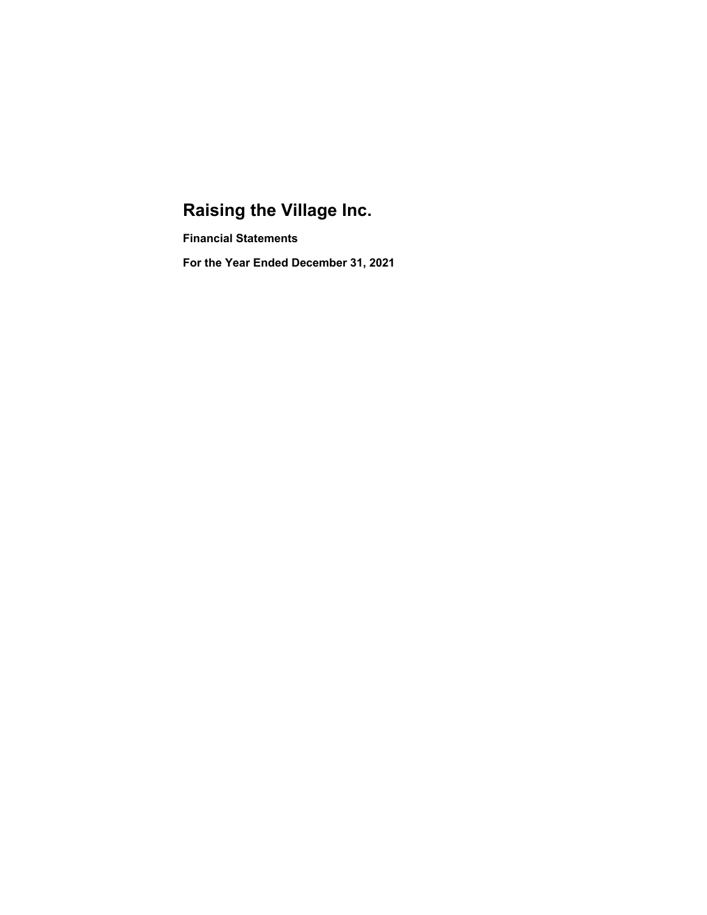# Raising the Village Inc.

### Financial Statements

### For the Year Ended December 31, 2021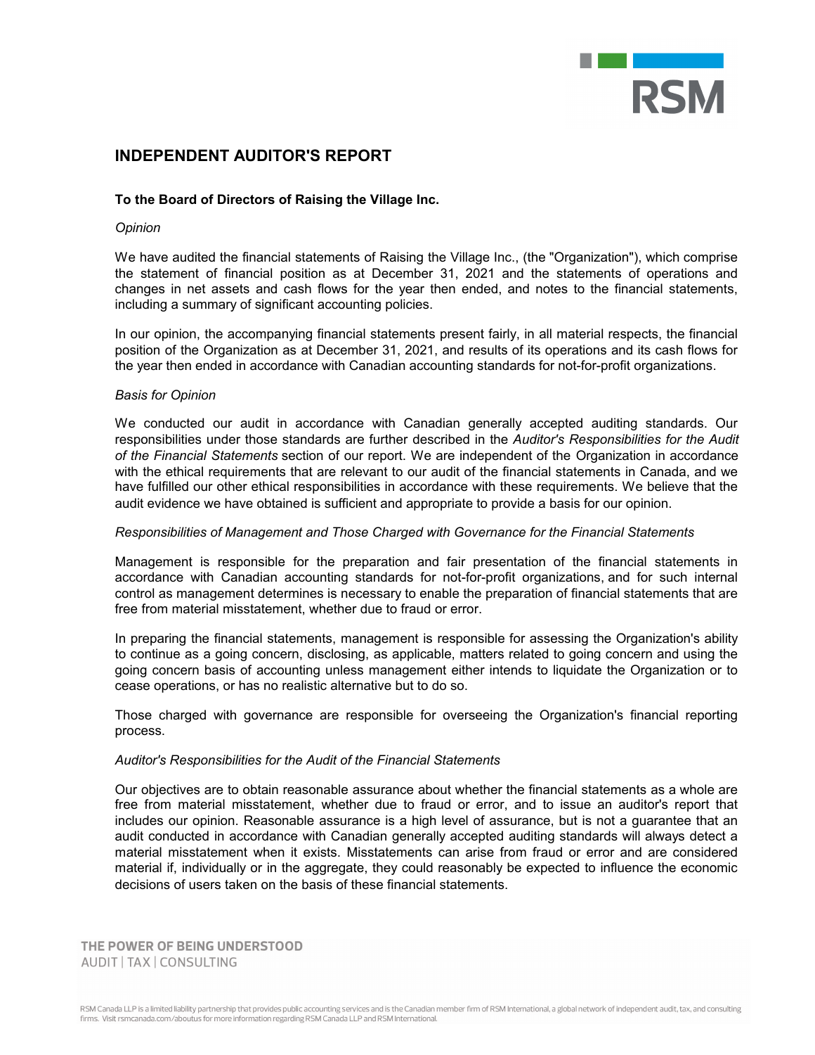# INDEPENDENT AUDITOR'S REPORT

**To the Board of Directors of Raising the Village Inc.**

*Opinion*

We have audited the financial statements of Raising the Village Inc., (the "Organization"), which comprise the statement of financial position as at December 31, 2021 and the statements of operations and changes in net assets and cash flows for the year then ended, and notes to the financial statements, including a summary of significant accounting policies.

In our opinion, the accompanying financial statements present fairly, in all material respects, the financial position of the Organization as at December 31, 2021, and results of its operations and its cash flows for the year then ended in accordance with Canadian accounting standards for not-for-profit organizations.

*Basis for Opinion*

We conducted our audit in accordance with Canadian generally accepted auditing standards. Our responsibilities under those standards are further described in the *Auditor's Responsibilities for the Audit of the Financial Statements* section of our report. We are independent of the Organization in accordance with the ethical requirements that are relevant to our audit of the financial statements in Canada, and we have fulfilled our other ethical responsibilities in accordance with these requirements. We believe that the audit evidence we have obtained is sufficient and appropriate to provide a basis for our opinion.

*Responsibilities of Management and Those Charged with Governance for the Financial Statements*

Management is responsible for the preparation and fair presentation of the financial statements in accordance with Canadian accounting standards for not-for-profit organizations, and for such internal control as management determines is necessary to enable the preparation of financial statements that are free from material misstatement, whether due to fraud or error.

In preparing the financial statements, management is responsible for assessing the Organization's ability to continue as a going concern, disclosing, as applicable, matters related to going concern and using the going concern basis of accounting unless management either intends to liquidate the Organization or to cease operations, or has no realistic alternative but to do so.

Those charged with governance are responsible for overseeing the Organization's financial reporting process.

*Auditor's Responsibilities for the Audit of the Financial Statements*

Our objectives are to obtain reasonable assurance about whether the financial statements as a whole are free from material misstatement, whether due to fraud or error, and to issue an auditor's report that includes our opinion. Reasonable assurance is a high level of assurance, but is not a guarantee that an audit conducted in accordance with Canadian generally accepted auditing standards will always detect a material misstatement when it exists. Misstatements can arise from fraud or error and are considered material if, individually or in the aggregate, they could reasonably be expected to influence the economic decisions of users taken on the basis of these financial statements.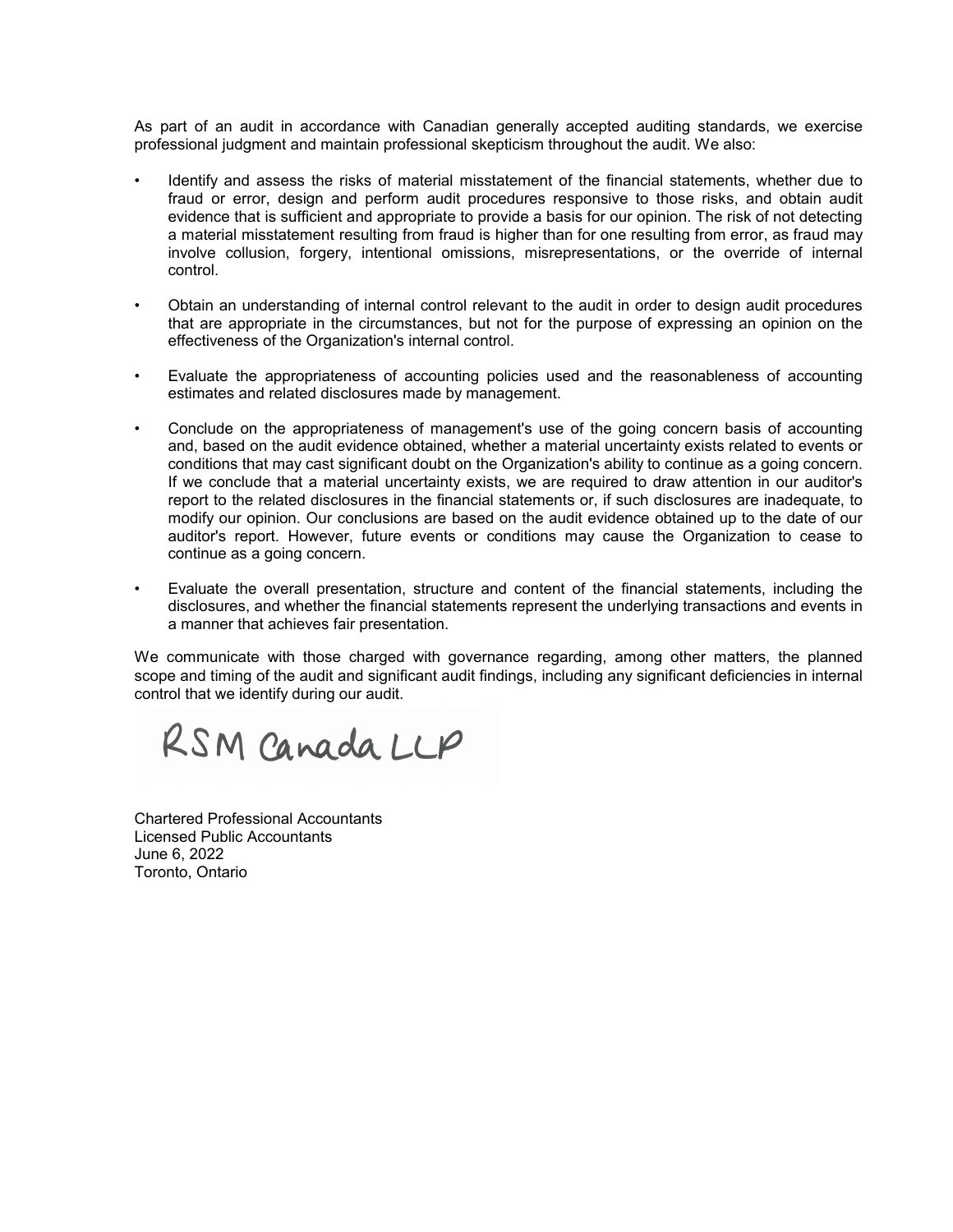As part of an audit in accordance with Canadian generally accepted auditing standards, we exercise professional judgment and maintain professional skepticism throughout the audit. We also:

- Identify and assess the risks of material misstatement of the financial statements, whether due to fraud or error, design and perform audit procedures responsive to those risks, and obtain audit evidence that is sufficient and appropriate to provide a basis for our opinion. The risk of not detecting a material misstatement resulting from fraud is higher than for one resulting from error, as fraud may involve collusion, forgery, intentional omissions, misrepresentations, or the override of internal control.

- Obtain an understanding of internal control relevant to the audit in order to design audit procedures that are appropriate in the circumstances, but not for the purpose of expressing an opinion on the effectiveness of the Organization's internal control.

- Evaluate the appropriateness of accounting policies used and the reasonableness of accounting estimates and related disclosures made by management.

- Conclude on the appropriateness of management's use of the going concern basis of accounting and, based on the audit evidence obtained, whether a material uncertainty exists related to events or conditions that may cast significant doubt on the Organization's ability to continue as a going concern. If we conclude that a material uncertainty exists, we are required to draw attention in our auditor's report to the related disclosures in the financial statements or, if such disclosures are inadequate, to modify our opinion. Our conclusions are based on the audit evidence obtained up to the date of our auditor's report. However, future events or conditions may cause the Organization to cease to continue as a going concern.

- Evaluate the overall presentation, structure and content of the financial statements, including the disclosures, and whether the financial statements represent the underlying transactions and events in a manner that achieves fair presentation.

We communicate with those charged with governance regarding, among other matters, the planned scope and timing of the audit and significant audit findings, including any significant deficiencies in internal control that we identify during our audit.

RSM Canada LLP

Chartered Professional Accountants
Licensed Public Accountants
June 6, 2022
Toronto, Ontario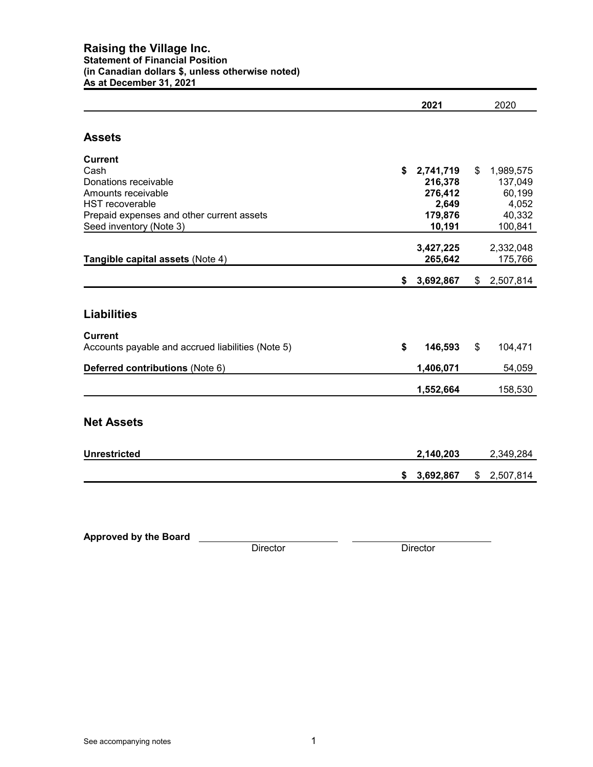# Raising the Village Inc.

**Statement of Financial Position**
**(in Canadian dollars $, unless otherwise noted)**
**As at December 31, 2021**

| | 2021 | 2020 |
|---|---|---|
| **Assets** | | |
| **Current** | | |
| Cash | **$ 2,741,719** | $ 1,989,575 |
| Donations receivable | **216,378** | 137,049 |
| Amounts receivable | **276,412** | 60,199 |
| HST recoverable | **2,649** | 4,052 |
| Prepaid expenses and other current assets | **179,876** | 40,332 |
| Seed inventory (Note 3) | **10,191** | 100,841 |
| | **3,427,225** | 2,332,048 |
| **Tangible capital assets** (Note 4) | **265,642** | 175,766 |
| | **$ 3,692,867** | $ 2,507,814 |
| **Liabilities** | | |
| **Current** | | |
| Accounts payable and accrued liabilities (Note 5) | **$ 146,593** | $ 104,471 |
| **Deferred contributions** (Note 6) | **1,406,071** | 54,059 |
| | **1,552,664** | 158,530 |
| **Net Assets** | | |
| **Unrestricted** | **2,140,203** | 2,349,284 |
| | **$ 3,692,867** | $ 2,507,814 |

**Approved by the Board** ______________________ Director ______________________ Director

See accompanying notes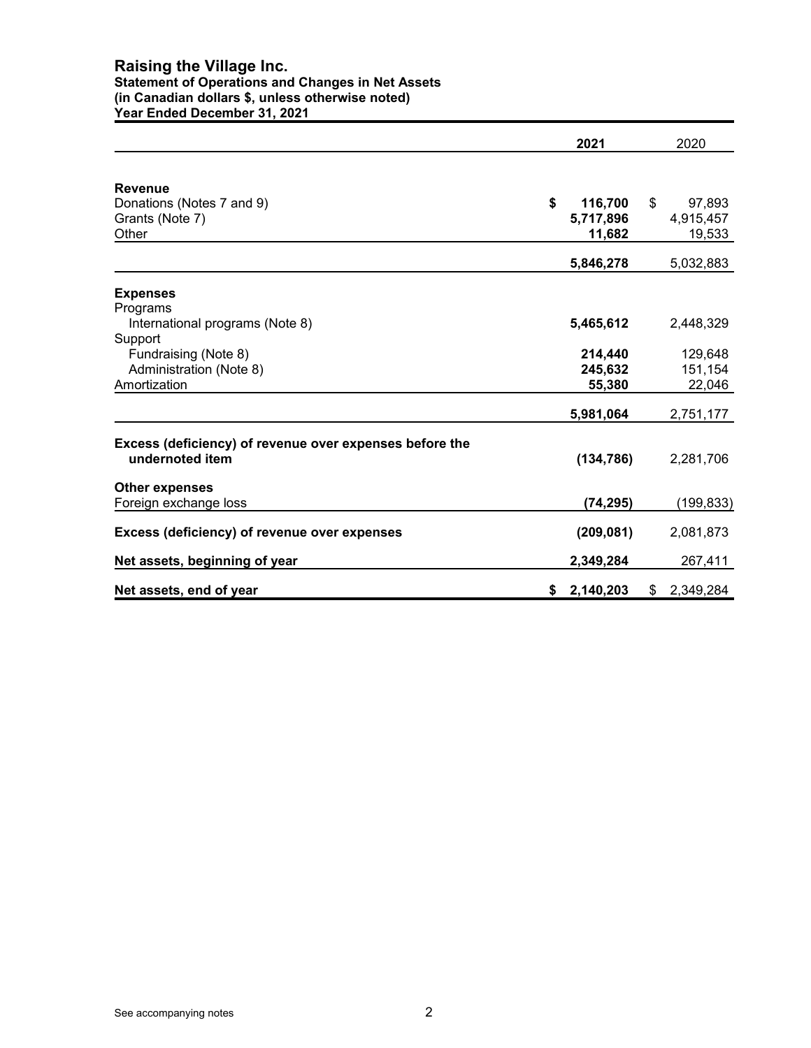# Raising the Village Inc.

**Statement of Operations and Changes in Net Assets**
**(in Canadian dollars $, unless otherwise noted)**
**Year Ended December 31, 2021**

| | **2021** | 2020 |
|---|---|---|
| **Revenue** | | |
| Donations (Notes 7 and 9) | **$ 116,700** | $ 97,893 |
| Grants (Note 7) | **5,717,896** | 4,915,457 |
| Other | **11,682** | 19,533 |
| | **5,846,278** | 5,032,883 |
| **Expenses** | | |
| Programs | | |
| International programs (Note 8) | **5,465,612** | 2,448,329 |
| Support | | |
| Fundraising (Note 8) | **214,440** | 129,648 |
| Administration (Note 8) | **245,632** | 151,154 |
| Amortization | **55,380** | 22,046 |
| | **5,981,064** | 2,751,177 |
| **Excess (deficiency) of revenue over expenses before the undernoted item** | **(134,786)** | 2,281,706 |
| **Other expenses** | | |
| Foreign exchange loss | **(74,295)** | (199,833) |
| **Excess (deficiency) of revenue over expenses** | **(209,081)** | 2,081,873 |
| **Net assets, beginning of year** | **2,349,284** | 267,411 |
| **Net assets, end of year** | **$ 2,140,203** | $ 2,349,284 |

See accompanying notes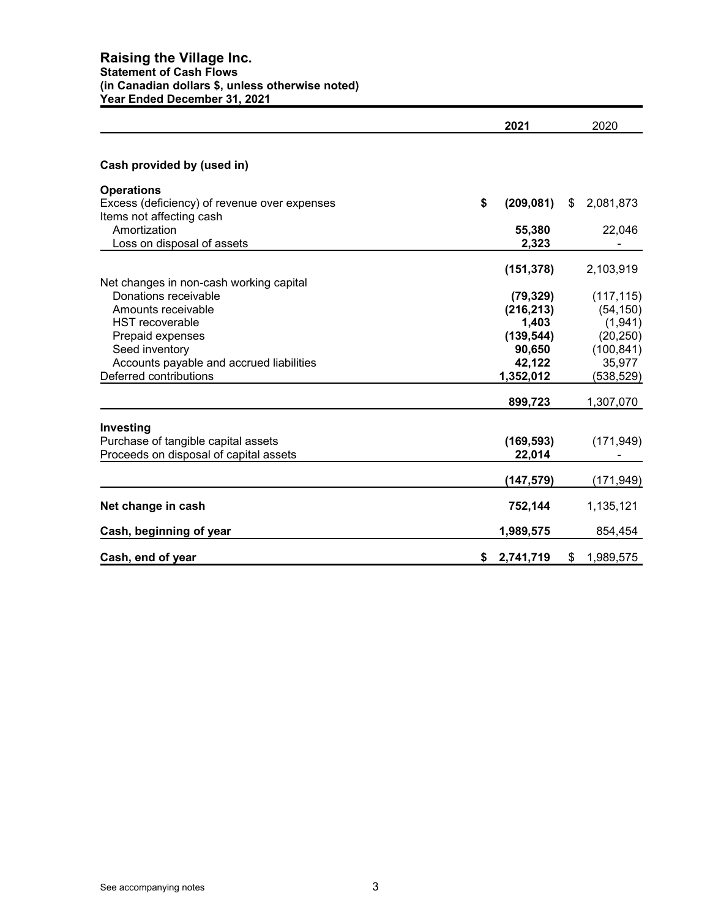# Raising the Village Inc.

**Statement of Cash Flows**
**(in Canadian dollars $, unless otherwise noted)**
**Year Ended December 31, 2021**

| | 2021 | 2020 |
|---|---|---|
| **Cash provided by (used in)** | | |
| **Operations** | | |
| Excess (deficiency) of revenue over expenses | $ (209,081) | $ 2,081,873 |
| Items not affecting cash | | |
| Amortization | 55,380 | 22,046 |
| Loss on disposal of assets | 2,323 | - |
| | (151,378) | 2,103,919 |
| Net changes in non-cash working capital | | |
| Donations receivable | (79,329) | (117,115) |
| Amounts receivable | (216,213) | (54,150) |
| HST recoverable | 1,403 | (1,941) |
| Prepaid expenses | (139,544) | (20,250) |
| Seed inventory | 90,650 | (100,841) |
| Accounts payable and accrued liabilities | 42,122 | 35,977 |
| Deferred contributions | 1,352,012 | (538,529) |
| | 899,723 | 1,307,070 |
| **Investing** | | |
| Purchase of tangible capital assets | (169,593) | (171,949) |
| Proceeds on disposal of capital assets | 22,014 | - |
| | (147,579) | (171,949) |
| **Net change in cash** | 752,144 | 1,135,121 |
| **Cash, beginning of year** | 1,989,575 | 854,454 |
| **Cash, end of year** | $ 2,741,719 | $ 1,989,575 |

See accompanying notes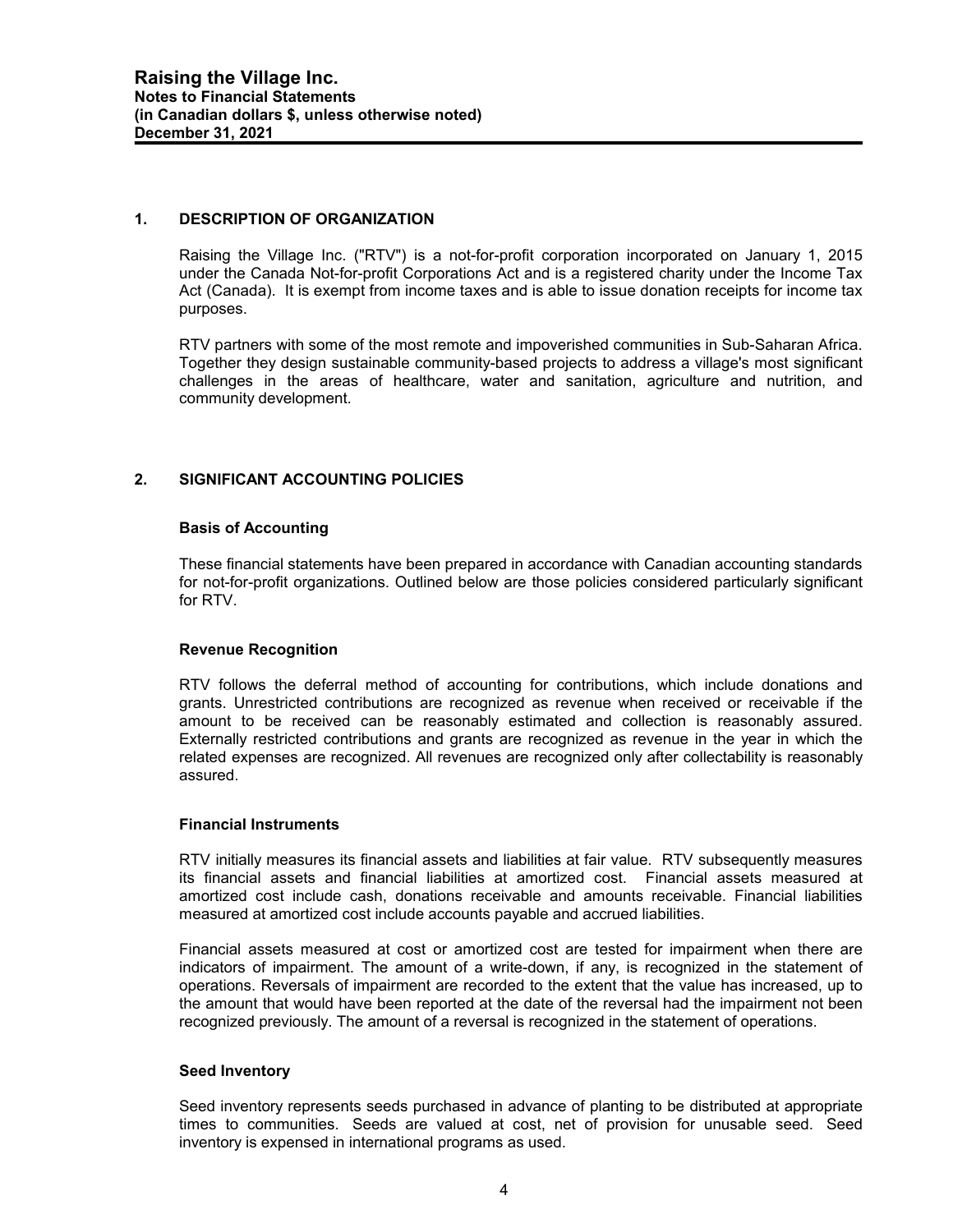## 1. DESCRIPTION OF ORGANIZATION

Raising the Village Inc. ("RTV") is a not-for-profit corporation incorporated on January 1, 2015 under the Canada Not-for-profit Corporations Act and is a registered charity under the Income Tax Act (Canada). It is exempt from income taxes and is able to issue donation receipts for income tax purposes.

RTV partners with some of the most remote and impoverished communities in Sub-Saharan Africa. Together they design sustainable community-based projects to address a village's most significant challenges in the areas of healthcare, water and sanitation, agriculture and nutrition, and community development.

## 2. SIGNIFICANT ACCOUNTING POLICIES

### Basis of Accounting

These financial statements have been prepared in accordance with Canadian accounting standards for not-for-profit organizations. Outlined below are those policies considered particularly significant for RTV.

### Revenue Recognition

RTV follows the deferral method of accounting for contributions, which include donations and grants. Unrestricted contributions are recognized as revenue when received or receivable if the amount to be received can be reasonably estimated and collection is reasonably assured. Externally restricted contributions and grants are recognized as revenue in the year in which the related expenses are recognized. All revenues are recognized only after collectability is reasonably assured.

### Financial Instruments

RTV initially measures its financial assets and liabilities at fair value. RTV subsequently measures its financial assets and financial liabilities at amortized cost. Financial assets measured at amortized cost include cash, donations receivable and amounts receivable. Financial liabilities measured at amortized cost include accounts payable and accrued liabilities.

Financial assets measured at cost or amortized cost are tested for impairment when there are indicators of impairment. The amount of a write-down, if any, is recognized in the statement of operations. Reversals of impairment are recorded to the extent that the value has increased, up to the amount that would have been reported at the date of the reversal had the impairment not been recognized previously. The amount of a reversal is recognized in the statement of operations.

### Seed Inventory

Seed inventory represents seeds purchased in advance of planting to be distributed at appropriate times to communities. Seeds are valued at cost, net of provision for unusable seed. Seed inventory is expensed in international programs as used.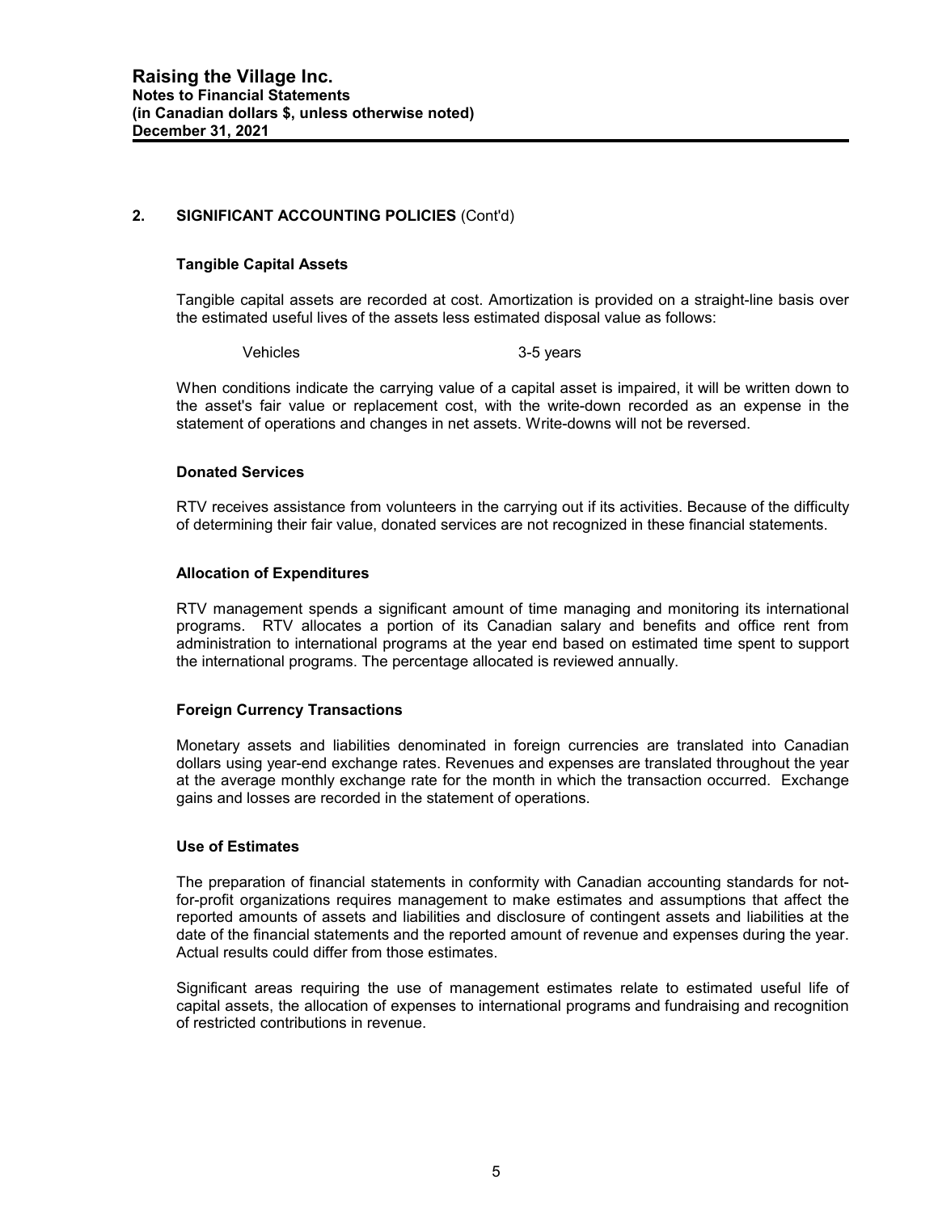## 2. SIGNIFICANT ACCOUNTING POLICIES (Cont'd)

### Tangible Capital Assets

Tangible capital assets are recorded at cost. Amortization is provided on a straight-line basis over the estimated useful lives of the assets less estimated disposal value as follows:

| | |
|---|---|
| Vehicles | 3-5 years |

When conditions indicate the carrying value of a capital asset is impaired, it will be written down to the asset's fair value or replacement cost, with the write-down recorded as an expense in the statement of operations and changes in net assets. Write-downs will not be reversed.

### Donated Services

RTV receives assistance from volunteers in the carrying out if its activities. Because of the difficulty of determining their fair value, donated services are not recognized in these financial statements.

### Allocation of Expenditures

RTV management spends a significant amount of time managing and monitoring its international programs. RTV allocates a portion of its Canadian salary and benefits and office rent from administration to international programs at the year end based on estimated time spent to support the international programs. The percentage allocated is reviewed annually.

### Foreign Currency Transactions

Monetary assets and liabilities denominated in foreign currencies are translated into Canadian dollars using year-end exchange rates. Revenues and expenses are translated throughout the year at the average monthly exchange rate for the month in which the transaction occurred. Exchange gains and losses are recorded in the statement of operations.

### Use of Estimates

The preparation of financial statements in conformity with Canadian accounting standards for not-for-profit organizations requires management to make estimates and assumptions that affect the reported amounts of assets and liabilities and disclosure of contingent assets and liabilities at the date of the financial statements and the reported amount of revenue and expenses during the year. Actual results could differ from those estimates.

Significant areas requiring the use of management estimates relate to estimated useful life of capital assets, the allocation of expenses to international programs and fundraising and recognition of restricted contributions in revenue.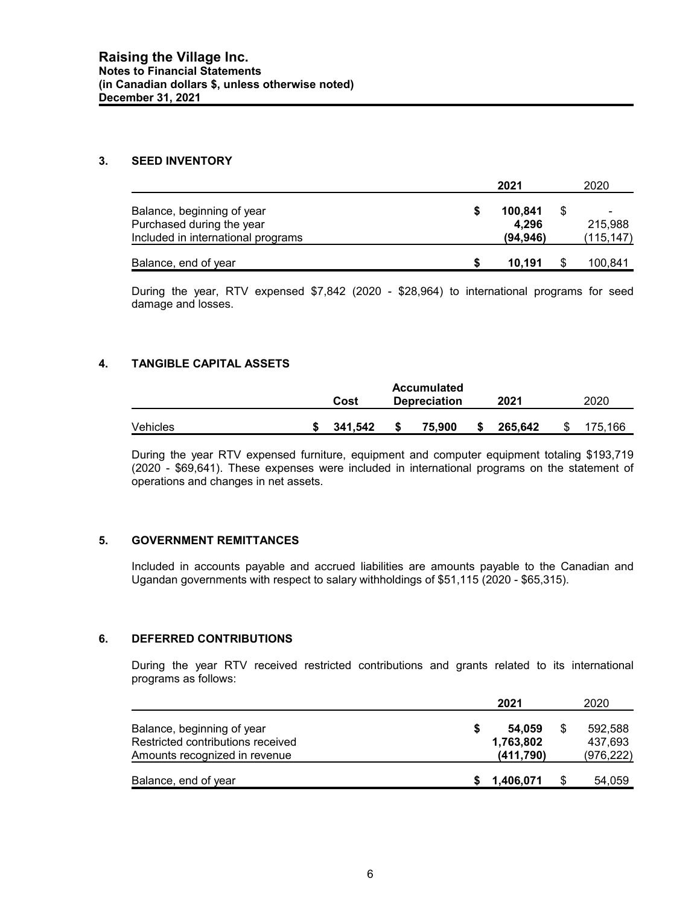## 3. SEED INVENTORY

| | 2021 | 2020 |
|---|---|---|
| Balance, beginning of year | $ **100,841** | $ - |
| Purchased during the year | **4,296** | 215,988 |
| Included in international programs | **(94,946)** | (115,147) |
| Balance, end of year | $ **10,191** | $ 100,841 |

During the year, RTV expensed $7,842 (2020 - $28,964) to international programs for seed damage and losses.

## 4. TANGIBLE CAPITAL ASSETS

| | Cost | Accumulated Depreciation | 2021 | 2020 |
|---|---|---|---|---|
| Vehicles | $ **341,542** | $ **75,900** | $ **265,642** | $ 175,166 |

During the year RTV expensed furniture, equipment and computer equipment totaling $193,719 (2020 - $69,641). These expenses were included in international programs on the statement of operations and changes in net assets.

## 5. GOVERNMENT REMITTANCES

Included in accounts payable and accrued liabilities are amounts payable to the Canadian and Ugandan governments with respect to salary withholdings of $51,115 (2020 - $65,315).

## 6. DEFERRED CONTRIBUTIONS

During the year RTV received restricted contributions and grants related to its international programs as follows:

| | 2021 | 2020 |
|---|---|---|
| Balance, beginning of year | $ **54,059** | $ 592,588 |
| Restricted contributions received | **1,763,802** | 437,693 |
| Amounts recognized in revenue | **(411,790)** | (976,222) |
| Balance, end of year | $ **1,406,071** | $ 54,059 |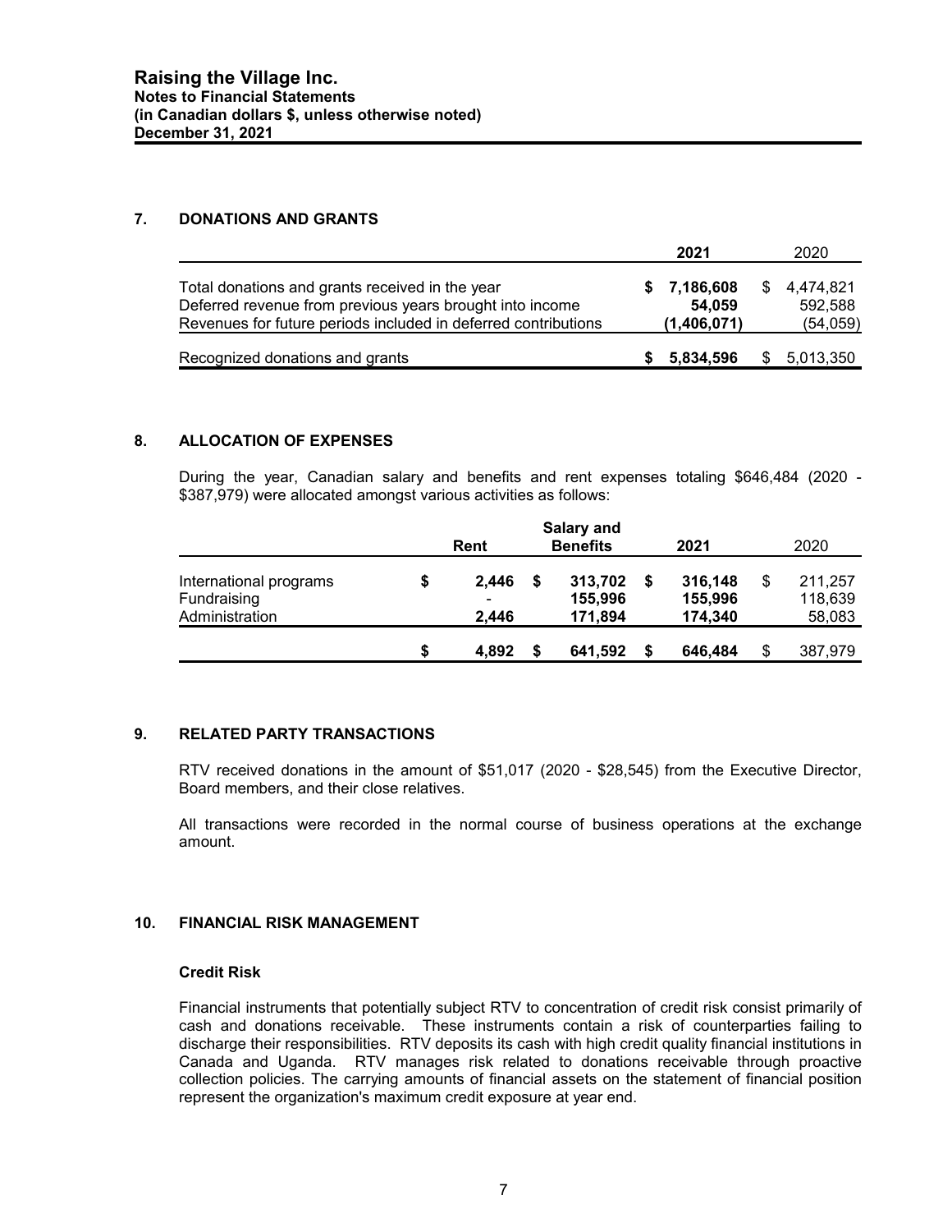## 7. DONATIONS AND GRANTS

| | 2021 | 2020 |
|---|---|---|
| Total donations and grants received in the year | $ **7,186,608** | $ 4,474,821 |
| Deferred revenue from previous years brought into income | **54,059** | 592,588 |
| Revenues for future periods included in deferred contributions | **(1,406,071)** | (54,059) |
| Recognized donations and grants | $ **5,834,596** | $ 5,013,350 |

## 8. ALLOCATION OF EXPENSES

During the year, Canadian salary and benefits and rent expenses totaling $646,484 (2020 - $387,979) were allocated amongst various activities as follows:

| | Rent | Salary and Benefits | 2021 | 2020 |
|---|---|---|---|---|
| International programs | $ **2,446** | $ **313,702** | $ **316,148** | $ 211,257 |
| Fundraising | **-** | **155,996** | **155,996** | 118,639 |
| Administration | **2,446** | **171,894** | **174,340** | 58,083 |
| | $ **4,892** | $ **641,592** | $ **646,484** | $ 387,979 |

## 9. RELATED PARTY TRANSACTIONS

RTV received donations in the amount of $51,017 (2020 - $28,545) from the Executive Director, Board members, and their close relatives.

All transactions were recorded in the normal course of business operations at the exchange amount.

## 10. FINANCIAL RISK MANAGEMENT

### Credit Risk

Financial instruments that potentially subject RTV to concentration of credit risk consist primarily of cash and donations receivable. These instruments contain a risk of counterparties failing to discharge their responsibilities. RTV deposits its cash with high credit quality financial institutions in Canada and Uganda. RTV manages risk related to donations receivable through proactive collection policies. The carrying amounts of financial assets on the statement of financial position represent the organization's maximum credit exposure at year end.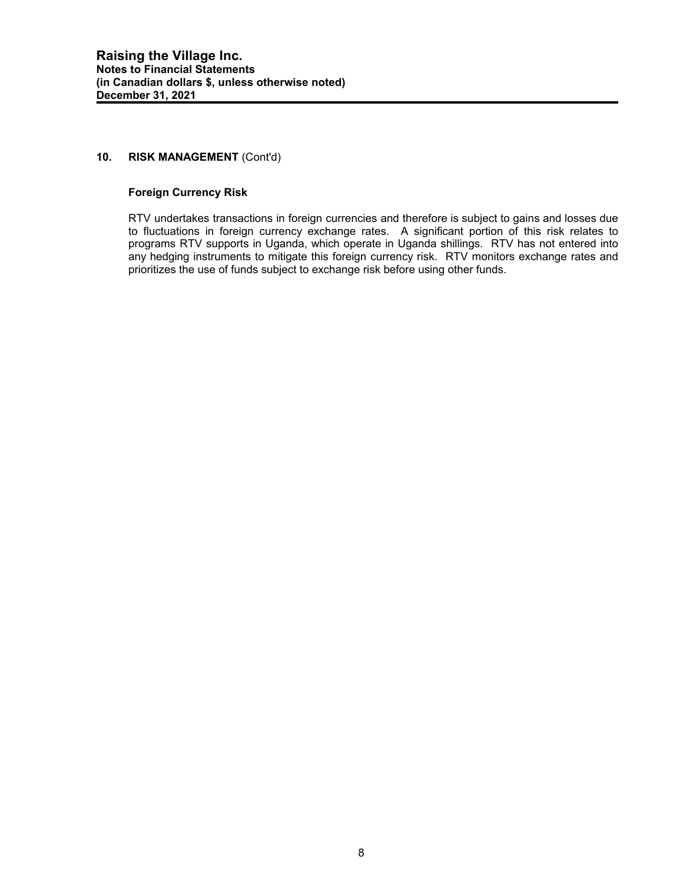## 10. RISK MANAGEMENT (Cont'd)

### Foreign Currency Risk

RTV undertakes transactions in foreign currencies and therefore is subject to gains and losses due to fluctuations in foreign currency exchange rates. A significant portion of this risk relates to programs RTV supports in Uganda, which operate in Uganda shillings. RTV has not entered into any hedging instruments to mitigate this foreign currency risk. RTV monitors exchange rates and prioritizes the use of funds subject to exchange risk before using other funds.